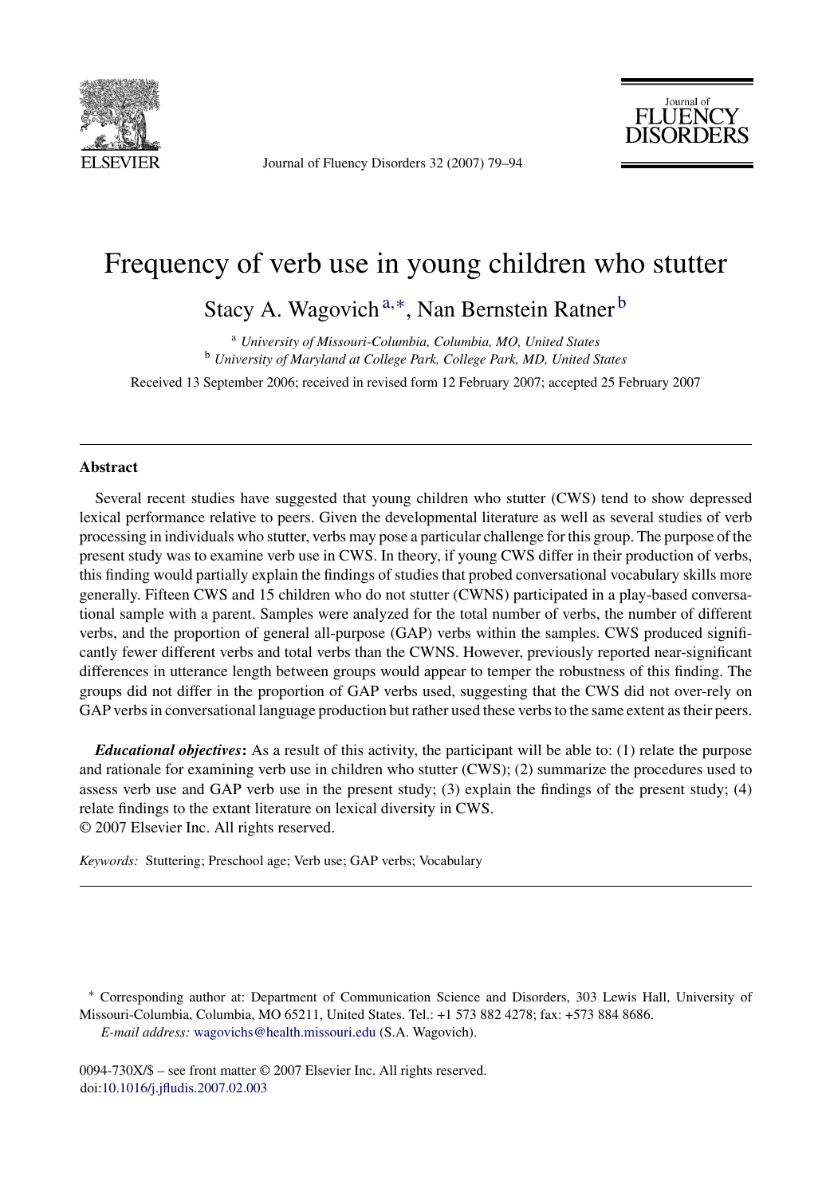# Frequency of verb use in young children who stutter

Stacy A. Wagovich[a,*], Nan Bernstein Ratner[b]

[a] *University of Missouri-Columbia, Columbia, MO, United States*
[b] *University of Maryland at College Park, College Park, MD, United States*

Received 13 September 2006; received in revised form 12 February 2007; accepted 25 February 2007

---

## Abstract

Several recent studies have suggested that young children who stutter (CWS) tend to show depressed lexical performance relative to peers. Given the developmental literature as well as several studies of verb processing in individuals who stutter, verbs may pose a particular challenge for this group. The purpose of the present study was to examine verb use in CWS. In theory, if young CWS differ in their production of verbs, this finding would partially explain the findings of studies that probed conversational vocabulary skills more generally. Fifteen CWS and 15 children who do not stutter (CWNS) participated in a play-based conversational sample with a parent. Samples were analyzed for the total number of verbs, the number of different verbs, and the proportion of general all-purpose (GAP) verbs within the samples. CWS produced significantly fewer different verbs and total verbs than the CWNS. However, previously reported near-significant differences in utterance length between groups would appear to temper the robustness of this finding. The groups did not differ in the proportion of GAP verbs used, suggesting that the CWS did not over-rely on GAP verbs in conversational language production but rather used these verbs to the same extent as their peers.

***Educational objectives*:** As a result of this activity, the participant will be able to: (1) relate the purpose and rationale for examining verb use in children who stutter (CWS); (2) summarize the procedures used to assess verb use and GAP verb use in the present study; (3) explain the findings of the present study; (4) relate findings to the extant literature on lexical diversity in CWS.
© 2007 Elsevier Inc. All rights reserved.

*Keywords:* Stuttering; Preschool age; Verb use; GAP verbs; Vocabulary

---

\* Corresponding author at: Department of Communication Science and Disorders, 303 Lewis Hall, University of Missouri-Columbia, Columbia, MO 65211, United States. Tel.: +1 573 882 4278; fax: +573 884 8686.
*E-mail address:* wagovichs@health.missouri.edu (S.A. Wagovich).

0094-730X/$ – see front matter © 2007 Elsevier Inc. All rights reserved.
doi:10.1016/j.jfludis.2007.02.003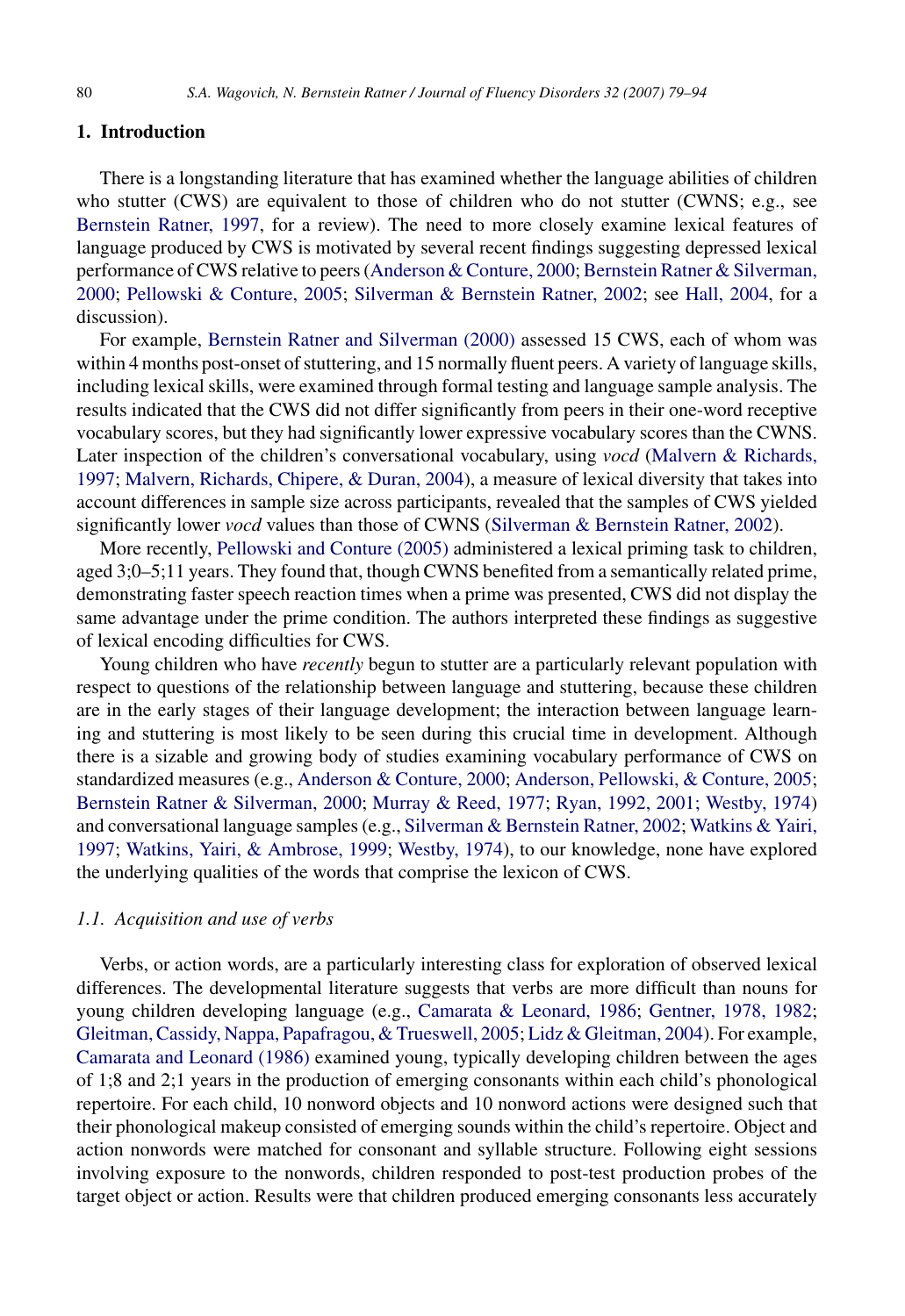## 1. Introduction

There is a longstanding literature that has examined whether the language abilities of children who stutter (CWS) are equivalent to those of children who do not stutter (CWNS; e.g., see Bernstein Ratner, 1997, for a review). The need to more closely examine lexical features of language produced by CWS is motivated by several recent findings suggesting depressed lexical performance of CWS relative to peers (Anderson & Conture, 2000; Bernstein Ratner & Silverman, 2000; Pellowski & Conture, 2005; Silverman & Bernstein Ratner, 2002; see Hall, 2004, for a discussion).

For example, Bernstein Ratner and Silverman (2000) assessed 15 CWS, each of whom was within 4 months post-onset of stuttering, and 15 normally fluent peers. A variety of language skills, including lexical skills, were examined through formal testing and language sample analysis. The results indicated that the CWS did not differ significantly from peers in their one-word receptive vocabulary scores, but they had significantly lower expressive vocabulary scores than the CWNS. Later inspection of the children's conversational vocabulary, using *vocd* (Malvern & Richards, 1997; Malvern, Richards, Chipere, & Duran, 2004), a measure of lexical diversity that takes into account differences in sample size across participants, revealed that the samples of CWS yielded significantly lower *vocd* values than those of CWNS (Silverman & Bernstein Ratner, 2002).

More recently, Pellowski and Conture (2005) administered a lexical priming task to children, aged 3;0–5;11 years. They found that, though CWNS benefited from a semantically related prime, demonstrating faster speech reaction times when a prime was presented, CWS did not display the same advantage under the prime condition. The authors interpreted these findings as suggestive of lexical encoding difficulties for CWS.

Young children who have *recently* begun to stutter are a particularly relevant population with respect to questions of the relationship between language and stuttering, because these children are in the early stages of their language development; the interaction between language learning and stuttering is most likely to be seen during this crucial time in development. Although there is a sizable and growing body of studies examining vocabulary performance of CWS on standardized measures (e.g., Anderson & Conture, 2000; Anderson, Pellowski, & Conture, 2005; Bernstein Ratner & Silverman, 2000; Murray & Reed, 1977; Ryan, 1992, 2001; Westby, 1974) and conversational language samples (e.g., Silverman & Bernstein Ratner, 2002; Watkins & Yairi, 1997; Watkins, Yairi, & Ambrose, 1999; Westby, 1974), to our knowledge, none have explored the underlying qualities of the words that comprise the lexicon of CWS.

### *1.1. Acquisition and use of verbs*

Verbs, or action words, are a particularly interesting class for exploration of observed lexical differences. The developmental literature suggests that verbs are more difficult than nouns for young children developing language (e.g., Camarata & Leonard, 1986; Gentner, 1978, 1982; Gleitman, Cassidy, Nappa, Papafragou, & Trueswell, 2005; Lidz & Gleitman, 2004). For example, Camarata and Leonard (1986) examined young, typically developing children between the ages of 1;8 and 2;1 years in the production of emerging consonants within each child's phonological repertoire. For each child, 10 nonword objects and 10 nonword actions were designed such that their phonological makeup consisted of emerging sounds within the child's repertoire. Object and action nonwords were matched for consonant and syllable structure. Following eight sessions involving exposure to the nonwords, children responded to post-test production probes of the target object or action. Results were that children produced emerging consonants less accurately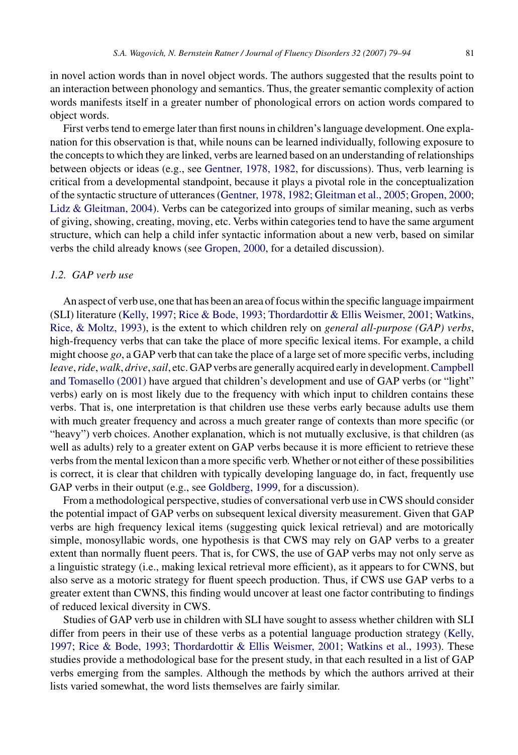in novel action words than in novel object words. The authors suggested that the results point to an interaction between phonology and semantics. Thus, the greater semantic complexity of action words manifests itself in a greater number of phonological errors on action words compared to object words.

First verbs tend to emerge later than first nouns in children's language development. One explanation for this observation is that, while nouns can be learned individually, following exposure to the concepts to which they are linked, verbs are learned based on an understanding of relationships between objects or ideas (e.g., see Gentner, 1978, 1982, for discussions). Thus, verb learning is critical from a developmental standpoint, because it plays a pivotal role in the conceptualization of the syntactic structure of utterances (Gentner, 1978, 1982; Gleitman et al., 2005; Gropen, 2000; Lidz & Gleitman, 2004). Verbs can be categorized into groups of similar meaning, such as verbs of giving, showing, creating, moving, etc. Verbs within categories tend to have the same argument structure, which can help a child infer syntactic information about a new verb, based on similar verbs the child already knows (see Gropen, 2000, for a detailed discussion).

### *1.2. GAP verb use*

An aspect of verb use, one that has been an area of focus within the specific language impairment (SLI) literature (Kelly, 1997; Rice & Bode, 1993; Thordardottir & Ellis Weismer, 2001; Watkins, Rice, & Moltz, 1993), is the extent to which children rely on *general all-purpose (GAP) verbs*, high-frequency verbs that can take the place of more specific lexical items. For example, a child might choose *go*, a GAP verb that can take the place of a large set of more specific verbs, including *leave*, *ride*, *walk*, *drive*, *sail*, etc. GAP verbs are generally acquired early in development. Campbell and Tomasello (2001) have argued that children's development and use of GAP verbs (or "light" verbs) early on is most likely due to the frequency with which input to children contains these verbs. That is, one interpretation is that children use these verbs early because adults use them with much greater frequency and across a much greater range of contexts than more specific (or "heavy") verb choices. Another explanation, which is not mutually exclusive, is that children (as well as adults) rely to a greater extent on GAP verbs because it is more efficient to retrieve these verbs from the mental lexicon than a more specific verb. Whether or not either of these possibilities is correct, it is clear that children with typically developing language do, in fact, frequently use GAP verbs in their output (e.g., see Goldberg, 1999, for a discussion).

From a methodological perspective, studies of conversational verb use in CWS should consider the potential impact of GAP verbs on subsequent lexical diversity measurement. Given that GAP verbs are high frequency lexical items (suggesting quick lexical retrieval) and are motorically simple, monosyllabic words, one hypothesis is that CWS may rely on GAP verbs to a greater extent than normally fluent peers. That is, for CWS, the use of GAP verbs may not only serve as a linguistic strategy (i.e., making lexical retrieval more efficient), as it appears to for CWNS, but also serve as a motoric strategy for fluent speech production. Thus, if CWS use GAP verbs to a greater extent than CWNS, this finding would uncover at least one factor contributing to findings of reduced lexical diversity in CWS.

Studies of GAP verb use in children with SLI have sought to assess whether children with SLI differ from peers in their use of these verbs as a potential language production strategy (Kelly, 1997; Rice & Bode, 1993; Thordardottir & Ellis Weismer, 2001; Watkins et al., 1993). These studies provide a methodological base for the present study, in that each resulted in a list of GAP verbs emerging from the samples. Although the methods by which the authors arrived at their lists varied somewhat, the word lists themselves are fairly similar.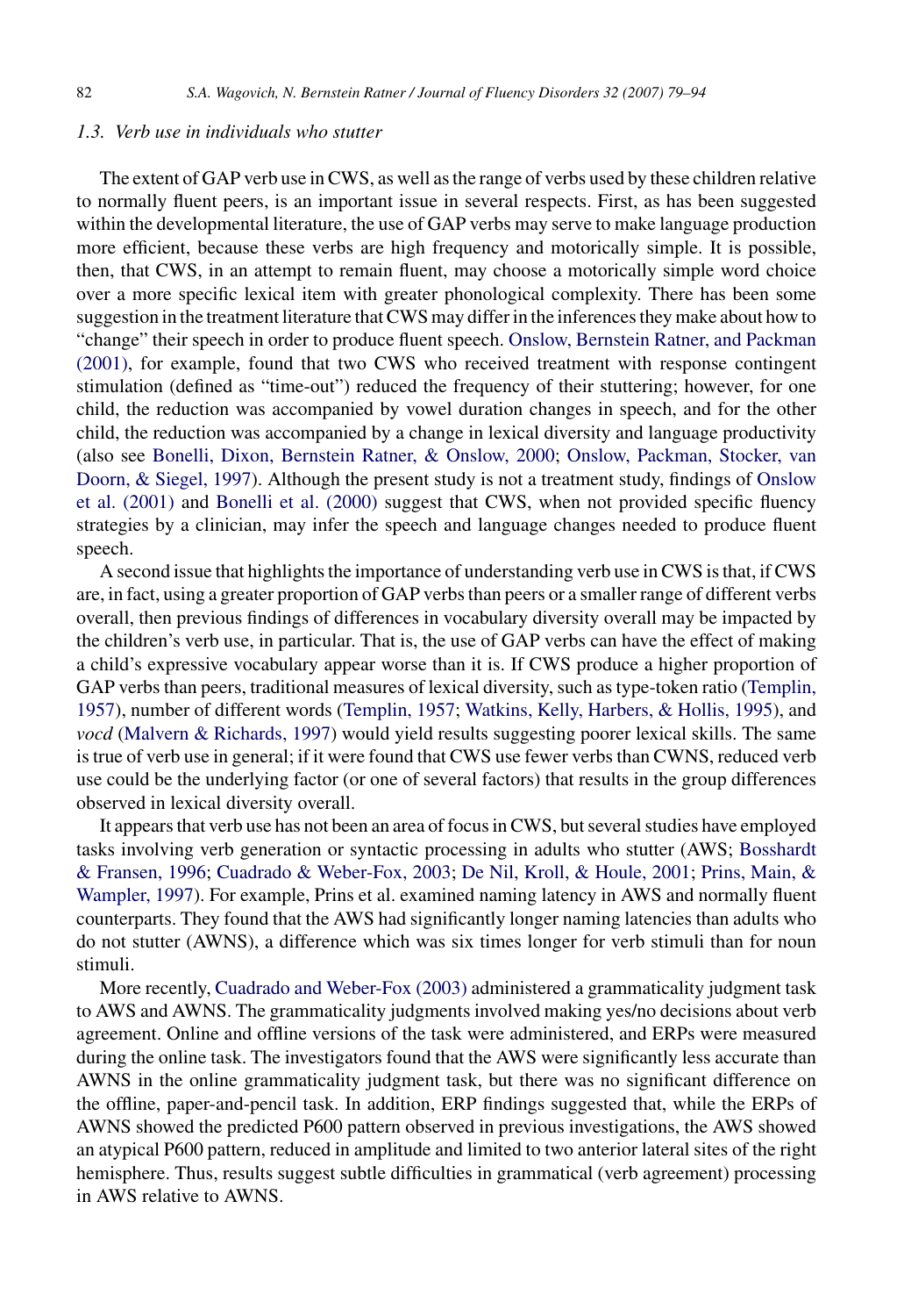### 1.3. Verb use in individuals who stutter

The extent of GAP verb use in CWS, as well as the range of verbs used by these children relative to normally fluent peers, is an important issue in several respects. First, as has been suggested within the developmental literature, the use of GAP verbs may serve to make language production more efficient, because these verbs are high frequency and motorically simple. It is possible, then, that CWS, in an attempt to remain fluent, may choose a motorically simple word choice over a more specific lexical item with greater phonological complexity. There has been some suggestion in the treatment literature that CWS may differ in the inferences they make about how to "change" their speech in order to produce fluent speech. Onslow, Bernstein Ratner, and Packman (2001), for example, found that two CWS who received treatment with response contingent stimulation (defined as "time-out") reduced the frequency of their stuttering; however, for one child, the reduction was accompanied by vowel duration changes in speech, and for the other child, the reduction was accompanied by a change in lexical diversity and language productivity (also see Bonelli, Dixon, Bernstein Ratner, & Onslow, 2000; Onslow, Packman, Stocker, van Doorn, & Siegel, 1997). Although the present study is not a treatment study, findings of Onslow et al. (2001) and Bonelli et al. (2000) suggest that CWS, when not provided specific fluency strategies by a clinician, may infer the speech and language changes needed to produce fluent speech.

A second issue that highlights the importance of understanding verb use in CWS is that, if CWS are, in fact, using a greater proportion of GAP verbs than peers or a smaller range of different verbs overall, then previous findings of differences in vocabulary diversity overall may be impacted by the children's verb use, in particular. That is, the use of GAP verbs can have the effect of making a child's expressive vocabulary appear worse than it is. If CWS produce a higher proportion of GAP verbs than peers, traditional measures of lexical diversity, such as type-token ratio (Templin, 1957), number of different words (Templin, 1957; Watkins, Kelly, Harbers, & Hollis, 1995), and *vocd* (Malvern & Richards, 1997) would yield results suggesting poorer lexical skills. The same is true of verb use in general; if it were found that CWS use fewer verbs than CWNS, reduced verb use could be the underlying factor (or one of several factors) that results in the group differences observed in lexical diversity overall.

It appears that verb use has not been an area of focus in CWS, but several studies have employed tasks involving verb generation or syntactic processing in adults who stutter (AWS; Bosshardt & Fransen, 1996; Cuadrado & Weber-Fox, 2003; De Nil, Kroll, & Houle, 2001; Prins, Main, & Wampler, 1997). For example, Prins et al. examined naming latency in AWS and normally fluent counterparts. They found that the AWS had significantly longer naming latencies than adults who do not stutter (AWNS), a difference which was six times longer for verb stimuli than for noun stimuli.

More recently, Cuadrado and Weber-Fox (2003) administered a grammaticality judgment task to AWS and AWNS. The grammaticality judgments involved making yes/no decisions about verb agreement. Online and offline versions of the task were administered, and ERPs were measured during the online task. The investigators found that the AWS were significantly less accurate than AWNS in the online grammaticality judgment task, but there was no significant difference on the offline, paper-and-pencil task. In addition, ERP findings suggested that, while the ERPs of AWNS showed the predicted P600 pattern observed in previous investigations, the AWS showed an atypical P600 pattern, reduced in amplitude and limited to two anterior lateral sites of the right hemisphere. Thus, results suggest subtle difficulties in grammatical (verb agreement) processing in AWS relative to AWNS.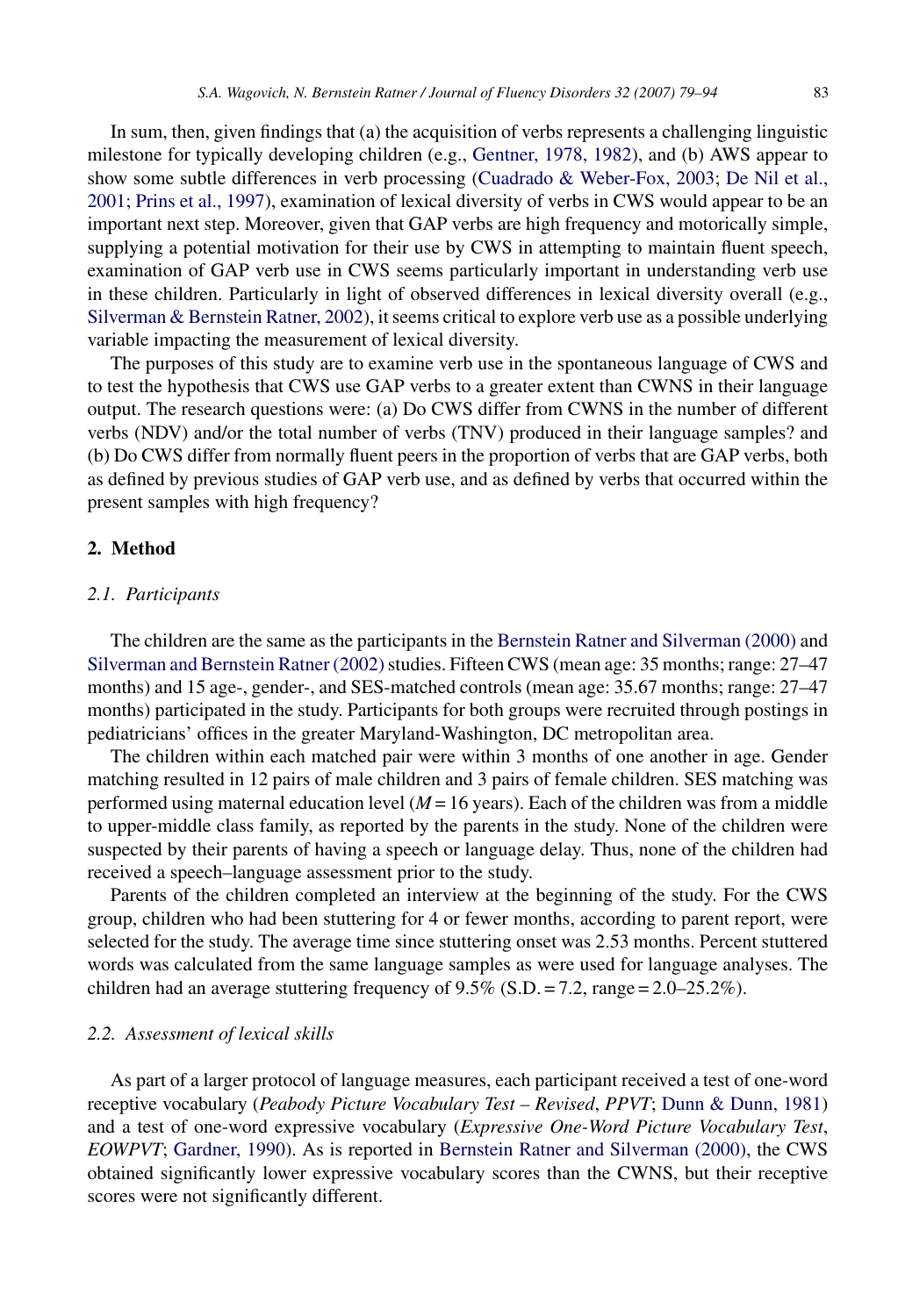In sum, then, given findings that (a) the acquisition of verbs represents a challenging linguistic milestone for typically developing children (e.g., Gentner, 1978, 1982), and (b) AWS appear to show some subtle differences in verb processing (Cuadrado & Weber-Fox, 2003; De Nil et al., 2001; Prins et al., 1997), examination of lexical diversity of verbs in CWS would appear to be an important next step. Moreover, given that GAP verbs are high frequency and motorically simple, supplying a potential motivation for their use by CWS in attempting to maintain fluent speech, examination of GAP verb use in CWS seems particularly important in understanding verb use in these children. Particularly in light of observed differences in lexical diversity overall (e.g., Silverman & Bernstein Ratner, 2002), it seems critical to explore verb use as a possible underlying variable impacting the measurement of lexical diversity.

The purposes of this study are to examine verb use in the spontaneous language of CWS and to test the hypothesis that CWS use GAP verbs to a greater extent than CWNS in their language output. The research questions were: (a) Do CWS differ from CWNS in the number of different verbs (NDV) and/or the total number of verbs (TNV) produced in their language samples? and (b) Do CWS differ from normally fluent peers in the proportion of verbs that are GAP verbs, both as defined by previous studies of GAP verb use, and as defined by verbs that occurred within the present samples with high frequency?

## 2. Method

### 2.1. Participants

The children are the same as the participants in the Bernstein Ratner and Silverman (2000) and Silverman and Bernstein Ratner (2002) studies. Fifteen CWS (mean age: 35 months; range: 27–47 months) and 15 age-, gender-, and SES-matched controls (mean age: 35.67 months; range: 27–47 months) participated in the study. Participants for both groups were recruited through postings in pediatricians' offices in the greater Maryland-Washington, DC metropolitan area.

The children within each matched pair were within 3 months of one another in age. Gender matching resulted in 12 pairs of male children and 3 pairs of female children. SES matching was performed using maternal education level ($M = 16$ years). Each of the children was from a middle to upper-middle class family, as reported by the parents in the study. None of the children were suspected by their parents of having a speech or language delay. Thus, none of the children had received a speech–language assessment prior to the study.

Parents of the children completed an interview at the beginning of the study. For the CWS group, children who had been stuttering for 4 or fewer months, according to parent report, were selected for the study. The average time since stuttering onset was 2.53 months. Percent stuttered words was calculated from the same language samples as were used for language analyses. The children had an average stuttering frequency of 9.5% (S.D. = 7.2, range = 2.0–25.2%).

### 2.2. Assessment of lexical skills

As part of a larger protocol of language measures, each participant received a test of one-word receptive vocabulary (*Peabody Picture Vocabulary Test – Revised*, *PPVT*; Dunn & Dunn, 1981) and a test of one-word expressive vocabulary (*Expressive One-Word Picture Vocabulary Test*, *EOWPVT*; Gardner, 1990). As is reported in Bernstein Ratner and Silverman (2000), the CWS obtained significantly lower expressive vocabulary scores than the CWNS, but their receptive scores were not significantly different.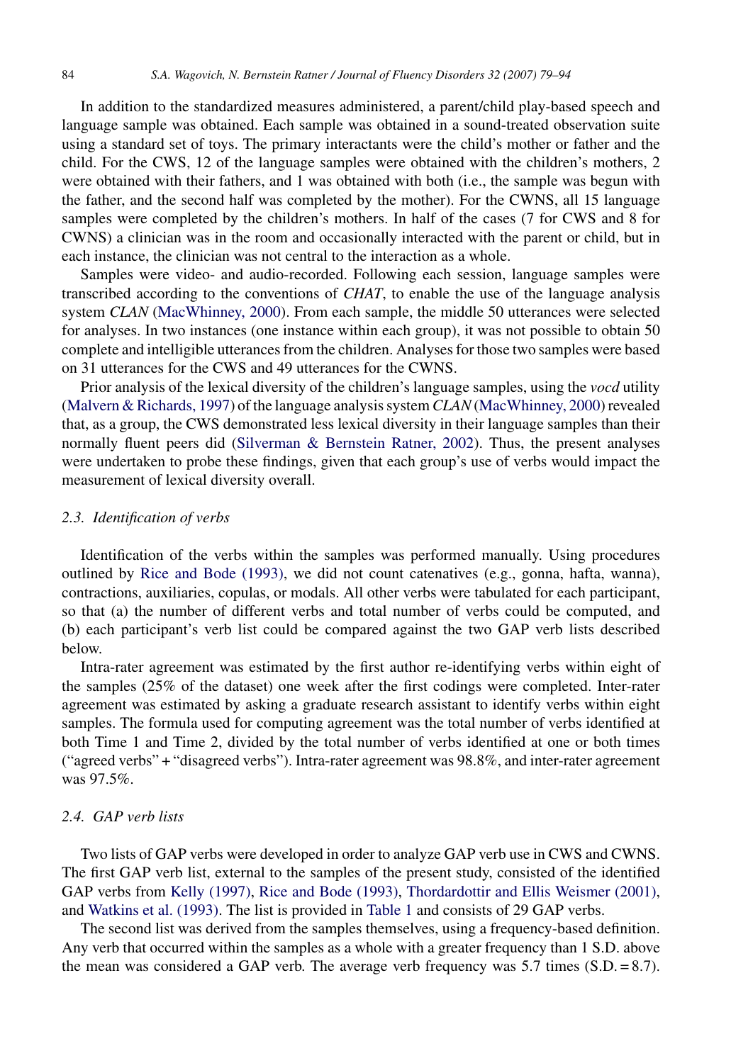In addition to the standardized measures administered, a parent/child play-based speech and language sample was obtained. Each sample was obtained in a sound-treated observation suite using a standard set of toys. The primary interactants were the child's mother or father and the child. For the CWS, 12 of the language samples were obtained with the children's mothers, 2 were obtained with their fathers, and 1 was obtained with both (i.e., the sample was begun with the father, and the second half was completed by the mother). For the CWNS, all 15 language samples were completed by the children's mothers. In half of the cases (7 for CWS and 8 for CWNS) a clinician was in the room and occasionally interacted with the parent or child, but in each instance, the clinician was not central to the interaction as a whole.

Samples were video- and audio-recorded. Following each session, language samples were transcribed according to the conventions of *CHAT*, to enable the use of the language analysis system *CLAN* (MacWhinney, 2000). From each sample, the middle 50 utterances were selected for analyses. In two instances (one instance within each group), it was not possible to obtain 50 complete and intelligible utterances from the children. Analyses for those two samples were based on 31 utterances for the CWS and 49 utterances for the CWNS.

Prior analysis of the lexical diversity of the children's language samples, using the *vocd* utility (Malvern & Richards, 1997) of the language analysis system *CLAN* (MacWhinney, 2000) revealed that, as a group, the CWS demonstrated less lexical diversity in their language samples than their normally fluent peers did (Silverman & Bernstein Ratner, 2002). Thus, the present analyses were undertaken to probe these findings, given that each group's use of verbs would impact the measurement of lexical diversity overall.

### 2.3. Identification of verbs

Identification of the verbs within the samples was performed manually. Using procedures outlined by Rice and Bode (1993), we did not count catenatives (e.g., gonna, hafta, wanna), contractions, auxiliaries, copulas, or modals. All other verbs were tabulated for each participant, so that (a) the number of different verbs and total number of verbs could be computed, and (b) each participant's verb list could be compared against the two GAP verb lists described below.

Intra-rater agreement was estimated by the first author re-identifying verbs within eight of the samples (25% of the dataset) one week after the first codings were completed. Inter-rater agreement was estimated by asking a graduate research assistant to identify verbs within eight samples. The formula used for computing agreement was the total number of verbs identified at both Time 1 and Time 2, divided by the total number of verbs identified at one or both times ("agreed verbs" + "disagreed verbs"). Intra-rater agreement was 98.8%, and inter-rater agreement was 97.5%.

### 2.4. GAP verb lists

Two lists of GAP verbs were developed in order to analyze GAP verb use in CWS and CWNS. The first GAP verb list, external to the samples of the present study, consisted of the identified GAP verbs from Kelly (1997), Rice and Bode (1993), Thordardottir and Ellis Weismer (2001), and Watkins et al. (1993). The list is provided in Table 1 and consists of 29 GAP verbs.

The second list was derived from the samples themselves, using a frequency-based definition. Any verb that occurred within the samples as a whole with a greater frequency than 1 S.D. above the mean was considered a GAP verb. The average verb frequency was 5.7 times (S.D. = 8.7).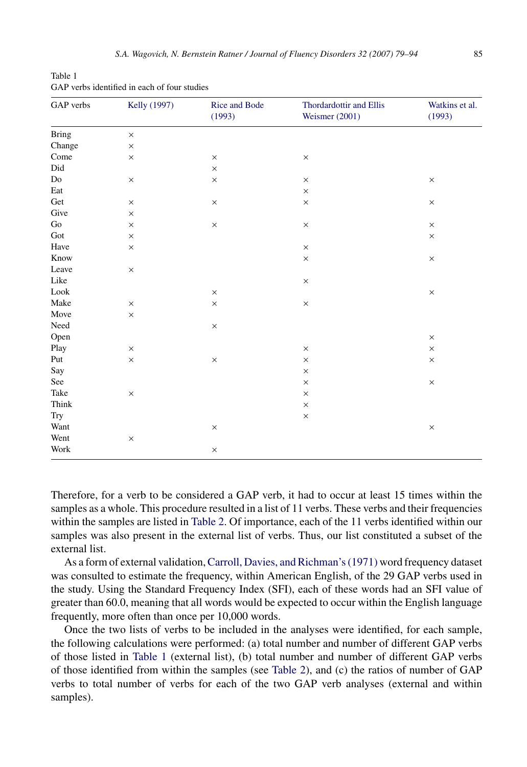Table 1
GAP verbs identified in each of four studies

| GAP verbs | Kelly (1997) | Rice and Bode (1993) | Thordardottir and Ellis Weismer (2001) | Watkins et al. (1993) |
|---|---|---|---|---|
| Bring | × | | | |
| Change | × | | | |
| Come | × | × | × | |
| Did | | × | | |
| Do | × | × | × | × |
| Eat | | | × | |
| Get | × | × | × | × |
| Give | × | | | |
| Go | × | × | × | × |
| Got | × | | | × |
| Have | × | | × | |
| Know | | | × | × |
| Leave | × | | | |
| Like | | | × | |
| Look | | × | | × |
| Make | × | × | × | |
| Move | × | | | |
| Need | | × | | |
| Open | | | | × |
| Play | × | | × | × |
| Put | × | × | × | × |
| Say | | | × | |
| See | | | × | × |
| Take | × | | × | |
| Think | | | × | |
| Try | | | × | |
| Want | | × | | × |
| Went | × | | | |
| Work | | × | | |

Therefore, for a verb to be considered a GAP verb, it had to occur at least 15 times within the samples as a whole. This procedure resulted in a list of 11 verbs. These verbs and their frequencies within the samples are listed in Table 2. Of importance, each of the 11 verbs identified within our samples was also present in the external list of verbs. Thus, our list constituted a subset of the external list.

As a form of external validation, Carroll, Davies, and Richman's (1971) word frequency dataset was consulted to estimate the frequency, within American English, of the 29 GAP verbs used in the study. Using the Standard Frequency Index (SFI), each of these words had an SFI value of greater than 60.0, meaning that all words would be expected to occur within the English language frequently, more often than once per 10,000 words.

Once the two lists of verbs to be included in the analyses were identified, for each sample, the following calculations were performed: (a) total number and number of different GAP verbs of those listed in Table 1 (external list), (b) total number and number of different GAP verbs of those identified from within the samples (see Table 2), and (c) the ratios of number of GAP verbs to total number of verbs for each of the two GAP verb analyses (external and within samples).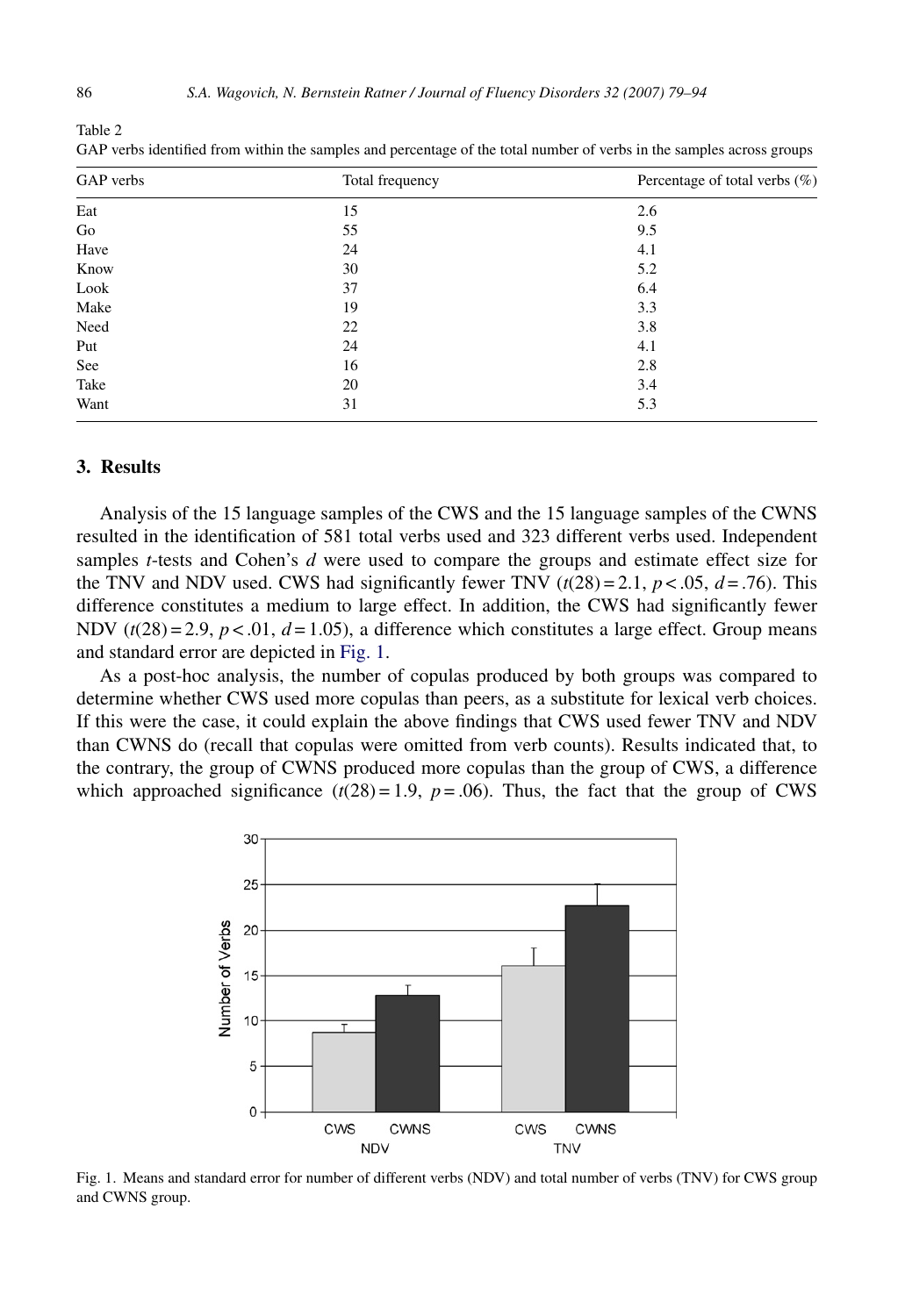Table 2
GAP verbs identified from within the samples and percentage of the total number of verbs in the samples across groups

| GAP verbs | Total frequency | Percentage of total verbs (%) |
|---|---|---|
| Eat | 15 | 2.6 |
| Go | 55 | 9.5 |
| Have | 24 | 4.1 |
| Know | 30 | 5.2 |
| Look | 37 | 6.4 |
| Make | 19 | 3.3 |
| Need | 22 | 3.8 |
| Put | 24 | 4.1 |
| See | 16 | 2.8 |
| Take | 20 | 3.4 |
| Want | 31 | 5.3 |

## 3. Results

Analysis of the 15 language samples of the CWS and the 15 language samples of the CWNS resulted in the identification of 581 total verbs used and 323 different verbs used. Independent samples *t*-tests and Cohen's *d* were used to compare the groups and estimate effect size for the TNV and NDV used. CWS had significantly fewer TNV ($t(28) = 2.1$, $p < .05$, $d = .76$). This difference constitutes a medium to large effect. In addition, the CWS had significantly fewer NDV ($t(28) = 2.9$, $p < .01$, $d = 1.05$), a difference which constitutes a large effect. Group means and standard error are depicted in Fig. 1.

As a post-hoc analysis, the number of copulas produced by both groups was compared to determine whether CWS used more copulas than peers, as a substitute for lexical verb choices. If this were the case, it could explain the above findings that CWS used fewer TNV and NDV than CWNS do (recall that copulas were omitted from verb counts). Results indicated that, to the contrary, the group of CWNS produced more copulas than the group of CWS, a difference which approached significance ($t(28) = 1.9$, $p = .06$). Thus, the fact that the group of CWS

Fig. 1. Means and standard error for number of different verbs (NDV) and total number of verbs (TNV) for CWS group and CWNS group.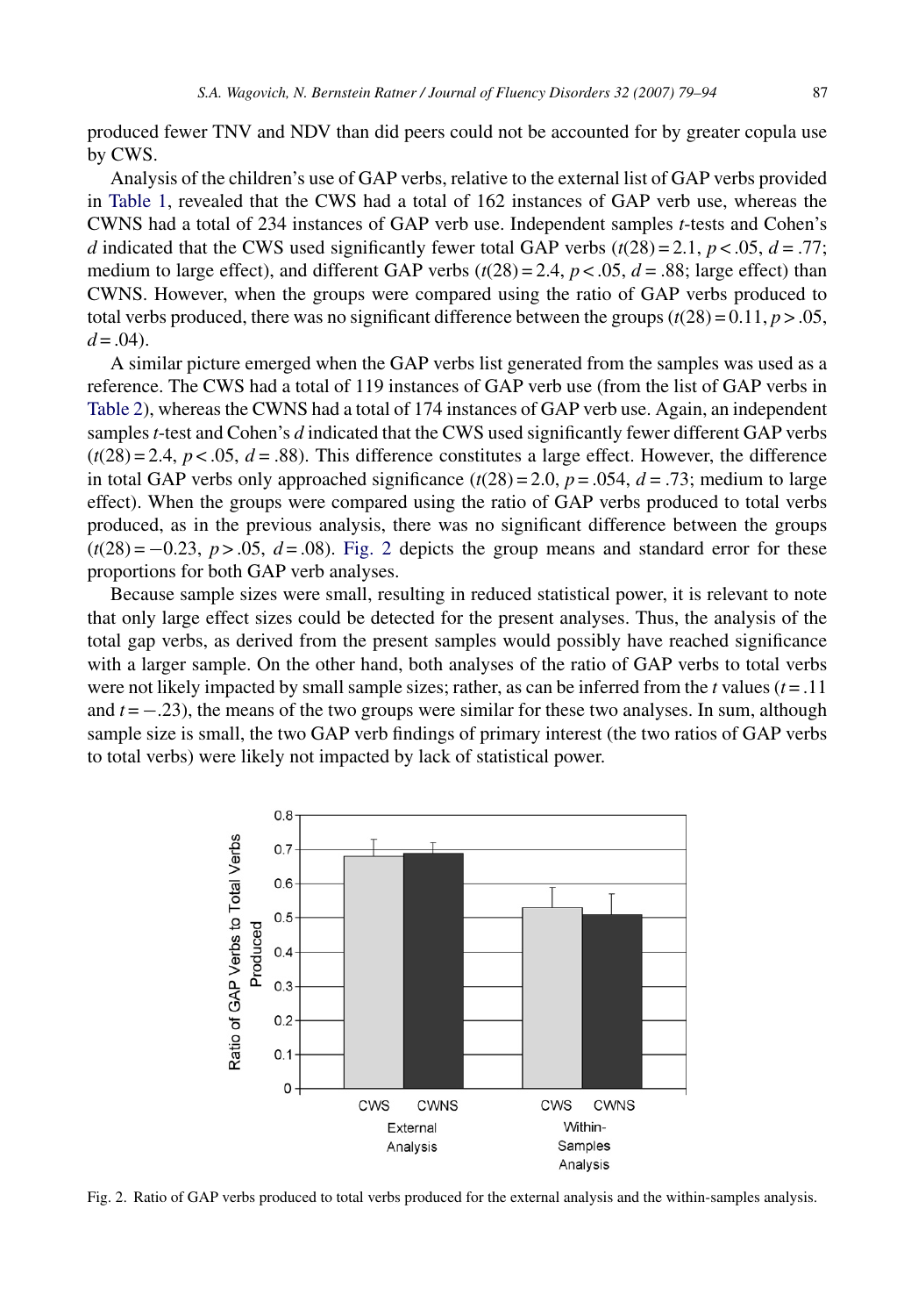produced fewer TNV and NDV than did peers could not be accounted for by greater copula use by CWS.

Analysis of the children's use of GAP verbs, relative to the external list of GAP verbs provided in Table 1, revealed that the CWS had a total of 162 instances of GAP verb use, whereas the CWNS had a total of 234 instances of GAP verb use. Independent samples *t*-tests and Cohen's *d* indicated that the CWS used significantly fewer total GAP verbs ($t(28) = 2.1$, $p < .05$, $d = .77$; medium to large effect), and different GAP verbs ($t(28) = 2.4$, $p < .05$, $d = .88$; large effect) than CWNS. However, when the groups were compared using the ratio of GAP verbs produced to total verbs produced, there was no significant difference between the groups ($t(28) = 0.11$, $p > .05$, $d = .04$).

A similar picture emerged when the GAP verbs list generated from the samples was used as a reference. The CWS had a total of 119 instances of GAP verb use (from the list of GAP verbs in Table 2), whereas the CWNS had a total of 174 instances of GAP verb use. Again, an independent samples *t*-test and Cohen's *d* indicated that the CWS used significantly fewer different GAP verbs ($t(28) = 2.4$, $p < .05$, $d = .88$). This difference constitutes a large effect. However, the difference in total GAP verbs only approached significance ($t(28) = 2.0$, $p = .054$, $d = .73$; medium to large effect). When the groups were compared using the ratio of GAP verbs produced to total verbs produced, as in the previous analysis, there was no significant difference between the groups ($t(28) = -0.23$, $p > .05$, $d = .08$). Fig. 2 depicts the group means and standard error for these proportions for both GAP verb analyses.

Because sample sizes were small, resulting in reduced statistical power, it is relevant to note that only large effect sizes could be detected for the present analyses. Thus, the analysis of the total gap verbs, as derived from the present samples would possibly have reached significance with a larger sample. On the other hand, both analyses of the ratio of GAP verbs to total verbs were not likely impacted by small sample sizes; rather, as can be inferred from the *t* values ($t = .11$ and $t = -.23$), the means of the two groups were similar for these two analyses. In sum, although sample size is small, the two GAP verb findings of primary interest (the two ratios of GAP verbs to total verbs) were likely not impacted by lack of statistical power.

Fig. 2. Ratio of GAP verbs produced to total verbs produced for the external analysis and the within-samples analysis.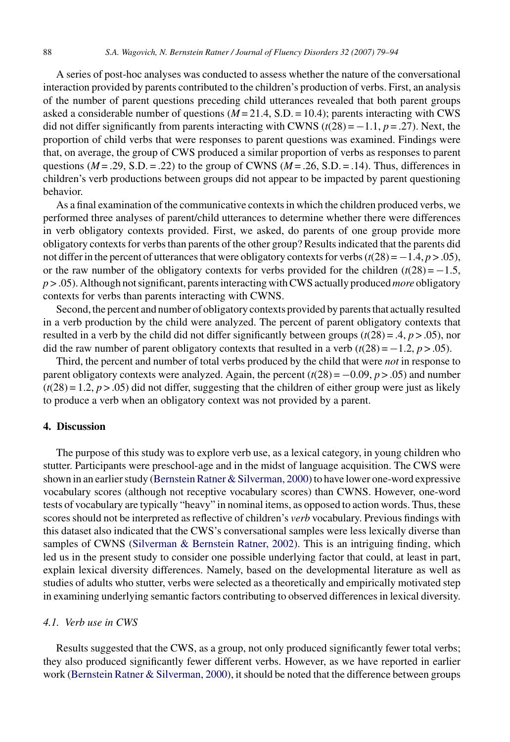A series of post-hoc analyses was conducted to assess whether the nature of the conversational interaction provided by parents contributed to the children's production of verbs. First, an analysis of the number of parent questions preceding child utterances revealed that both parent groups asked a considerable number of questions ($M = 21.4$, S.D. = 10.4); parents interacting with CWS did not differ significantly from parents interacting with CWNS ($t(28) = -1.1$, $p = .27$). Next, the proportion of child verbs that were responses to parent questions was examined. Findings were that, on average, the group of CWS produced a similar proportion of verbs as responses to parent questions ($M = .29$, S.D. = .22) to the group of CWNS ($M = .26$, S.D. = .14). Thus, differences in children's verb productions between groups did not appear to be impacted by parent questioning behavior.

As a final examination of the communicative contexts in which the children produced verbs, we performed three analyses of parent/child utterances to determine whether there were differences in verb obligatory contexts provided. First, we asked, do parents of one group provide more obligatory contexts for verbs than parents of the other group? Results indicated that the parents did not differ in the percent of utterances that were obligatory contexts for verbs ($t(28) = -1.4$, $p > .05$), or the raw number of the obligatory contexts for verbs provided for the children ($t(28) = -1.5$, $p > .05$). Although not significant, parents interacting with CWS actually produced *more* obligatory contexts for verbs than parents interacting with CWNS.

Second, the percent and number of obligatory contexts provided by parents that actually resulted in a verb production by the child were analyzed. The percent of parent obligatory contexts that resulted in a verb by the child did not differ significantly between groups ($t(28) = .4$, $p > .05$), nor did the raw number of parent obligatory contexts that resulted in a verb ($t(28) = -1.2$, $p > .05$).

Third, the percent and number of total verbs produced by the child that were *not* in response to parent obligatory contexts were analyzed. Again, the percent ($t(28) = -0.09$, $p > .05$) and number ($t(28) = 1.2$, $p > .05$) did not differ, suggesting that the children of either group were just as likely to produce a verb when an obligatory context was not provided by a parent.

## 4. Discussion

The purpose of this study was to explore verb use, as a lexical category, in young children who stutter. Participants were preschool-age and in the midst of language acquisition. The CWS were shown in an earlier study (Bernstein Ratner & Silverman, 2000) to have lower one-word expressive vocabulary scores (although not receptive vocabulary scores) than CWNS. However, one-word tests of vocabulary are typically "heavy" in nominal items, as opposed to action words. Thus, these scores should not be interpreted as reflective of children's *verb* vocabulary. Previous findings with this dataset also indicated that the CWS's conversational samples were less lexically diverse than samples of CWNS (Silverman & Bernstein Ratner, 2002). This is an intriguing finding, which led us in the present study to consider one possible underlying factor that could, at least in part, explain lexical diversity differences. Namely, based on the developmental literature as well as studies of adults who stutter, verbs were selected as a theoretically and empirically motivated step in examining underlying semantic factors contributing to observed differences in lexical diversity.

### 4.1. Verb use in CWS

Results suggested that the CWS, as a group, not only produced significantly fewer total verbs; they also produced significantly fewer different verbs. However, as we have reported in earlier work (Bernstein Ratner & Silverman, 2000), it should be noted that the difference between groups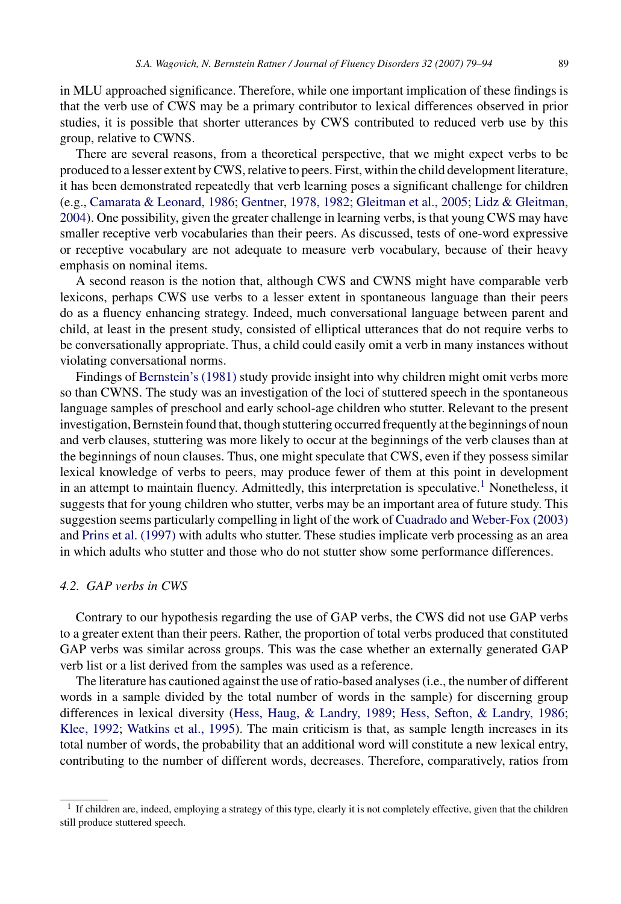in MLU approached significance. Therefore, while one important implication of these findings is that the verb use of CWS may be a primary contributor to lexical differences observed in prior studies, it is possible that shorter utterances by CWS contributed to reduced verb use by this group, relative to CWNS.

There are several reasons, from a theoretical perspective, that we might expect verbs to be produced to a lesser extent by CWS, relative to peers. First, within the child development literature, it has been demonstrated repeatedly that verb learning poses a significant challenge for children (e.g., Camarata & Leonard, 1986; Gentner, 1978, 1982; Gleitman et al., 2005; Lidz & Gleitman, 2004). One possibility, given the greater challenge in learning verbs, is that young CWS may have smaller receptive verb vocabularies than their peers. As discussed, tests of one-word expressive or receptive vocabulary are not adequate to measure verb vocabulary, because of their heavy emphasis on nominal items.

A second reason is the notion that, although CWS and CWNS might have comparable verb lexicons, perhaps CWS use verbs to a lesser extent in spontaneous language than their peers do as a fluency enhancing strategy. Indeed, much conversational language between parent and child, at least in the present study, consisted of elliptical utterances that do not require verbs to be conversationally appropriate. Thus, a child could easily omit a verb in many instances without violating conversational norms.

Findings of Bernstein's (1981) study provide insight into why children might omit verbs more so than CWNS. The study was an investigation of the loci of stuttered speech in the spontaneous language samples of preschool and early school-age children who stutter. Relevant to the present investigation, Bernstein found that, though stuttering occurred frequently at the beginnings of noun and verb clauses, stuttering was more likely to occur at the beginnings of the verb clauses than at the beginnings of noun clauses. Thus, one might speculate that CWS, even if they possess similar lexical knowledge of verbs to peers, may produce fewer of them at this point in development in an attempt to maintain fluency. Admittedly, this interpretation is speculative.[1] Nonetheless, it suggests that for young children who stutter, verbs may be an important area of future study. This suggestion seems particularly compelling in light of the work of Cuadrado and Weber-Fox (2003) and Prins et al. (1997) with adults who stutter. These studies implicate verb processing as an area in which adults who stutter and those who do not stutter show some performance differences.

### *4.2. GAP verbs in CWS*

Contrary to our hypothesis regarding the use of GAP verbs, the CWS did not use GAP verbs to a greater extent than their peers. Rather, the proportion of total verbs produced that constituted GAP verbs was similar across groups. This was the case whether an externally generated GAP verb list or a list derived from the samples was used as a reference.

The literature has cautioned against the use of ratio-based analyses (i.e., the number of different words in a sample divided by the total number of words in the sample) for discerning group differences in lexical diversity (Hess, Haug, & Landry, 1989; Hess, Sefton, & Landry, 1986; Klee, 1992; Watkins et al., 1995). The main criticism is that, as sample length increases in its total number of words, the probability that an additional word will constitute a new lexical entry, contributing to the number of different words, decreases. Therefore, comparatively, ratios from

[1] If children are, indeed, employing a strategy of this type, clearly it is not completely effective, given that the children still produce stuttered speech.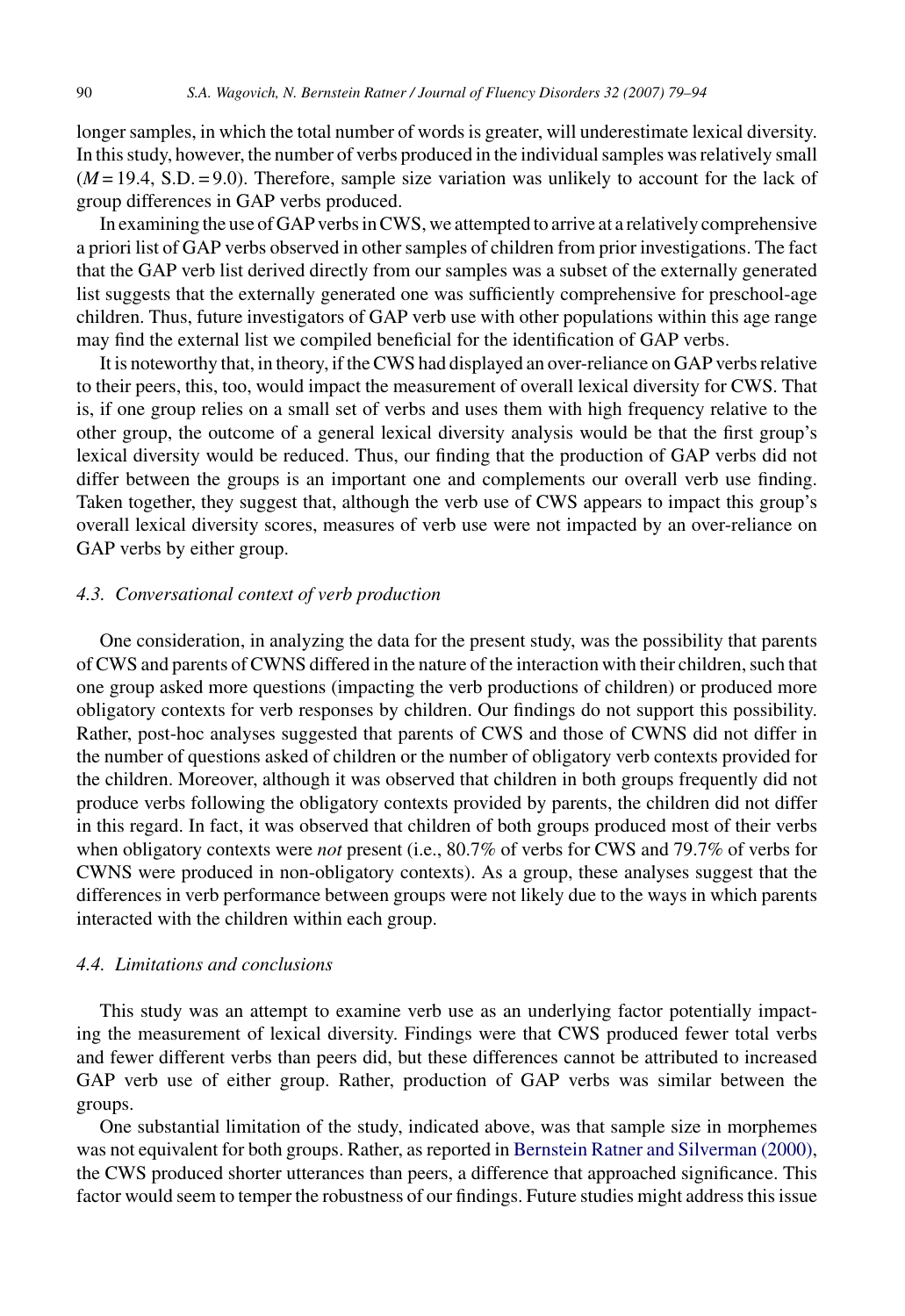longer samples, in which the total number of words is greater, will underestimate lexical diversity. In this study, however, the number of verbs produced in the individual samples was relatively small ($M = 19.4$, S.D. $= 9.0$). Therefore, sample size variation was unlikely to account for the lack of group differences in GAP verbs produced.

In examining the use of GAP verbs in CWS, we attempted to arrive at a relatively comprehensive a priori list of GAP verbs observed in other samples of children from prior investigations. The fact that the GAP verb list derived directly from our samples was a subset of the externally generated list suggests that the externally generated one was sufficiently comprehensive for preschool-age children. Thus, future investigators of GAP verb use with other populations within this age range may find the external list we compiled beneficial for the identification of GAP verbs.

It is noteworthy that, in theory, if the CWS had displayed an over-reliance on GAP verbs relative to their peers, this, too, would impact the measurement of overall lexical diversity for CWS. That is, if one group relies on a small set of verbs and uses them with high frequency relative to the other group, the outcome of a general lexical diversity analysis would be that the first group's lexical diversity would be reduced. Thus, our finding that the production of GAP verbs did not differ between the groups is an important one and complements our overall verb use finding. Taken together, they suggest that, although the verb use of CWS appears to impact this group's overall lexical diversity scores, measures of verb use were not impacted by an over-reliance on GAP verbs by either group.

### *4.3. Conversational context of verb production*

One consideration, in analyzing the data for the present study, was the possibility that parents of CWS and parents of CWNS differed in the nature of the interaction with their children, such that one group asked more questions (impacting the verb productions of children) or produced more obligatory contexts for verb responses by children. Our findings do not support this possibility. Rather, post-hoc analyses suggested that parents of CWS and those of CWNS did not differ in the number of questions asked of children or the number of obligatory verb contexts provided for the children. Moreover, although it was observed that children in both groups frequently did not produce verbs following the obligatory contexts provided by parents, the children did not differ in this regard. In fact, it was observed that children of both groups produced most of their verbs when obligatory contexts were *not* present (i.e., 80.7% of verbs for CWS and 79.7% of verbs for CWNS were produced in non-obligatory contexts). As a group, these analyses suggest that the differences in verb performance between groups were not likely due to the ways in which parents interacted with the children within each group.

### *4.4. Limitations and conclusions*

This study was an attempt to examine verb use as an underlying factor potentially impacting the measurement of lexical diversity. Findings were that CWS produced fewer total verbs and fewer different verbs than peers did, but these differences cannot be attributed to increased GAP verb use of either group. Rather, production of GAP verbs was similar between the groups.

One substantial limitation of the study, indicated above, was that sample size in morphemes was not equivalent for both groups. Rather, as reported in Bernstein Ratner and Silverman (2000), the CWS produced shorter utterances than peers, a difference that approached significance. This factor would seem to temper the robustness of our findings. Future studies might address this issue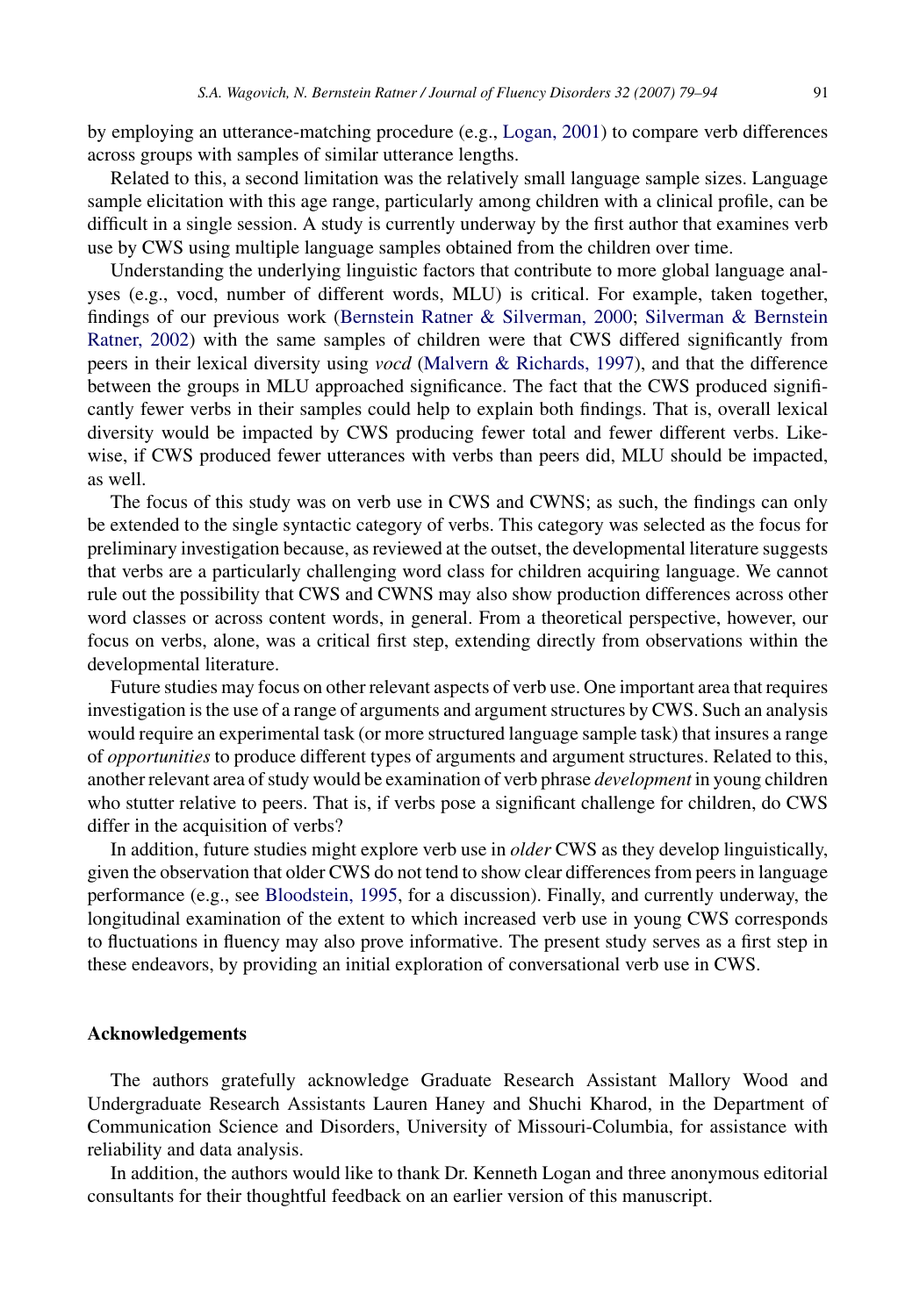by employing an utterance-matching procedure (e.g., Logan, 2001) to compare verb differences across groups with samples of similar utterance lengths.

Related to this, a second limitation was the relatively small language sample sizes. Language sample elicitation with this age range, particularly among children with a clinical profile, can be difficult in a single session. A study is currently underway by the first author that examines verb use by CWS using multiple language samples obtained from the children over time.

Understanding the underlying linguistic factors that contribute to more global language analyses (e.g., vocd, number of different words, MLU) is critical. For example, taken together, findings of our previous work (Bernstein Ratner & Silverman, 2000; Silverman & Bernstein Ratner, 2002) with the same samples of children were that CWS differed significantly from peers in their lexical diversity using *vocd* (Malvern & Richards, 1997), and that the difference between the groups in MLU approached significance. The fact that the CWS produced significantly fewer verbs in their samples could help to explain both findings. That is, overall lexical diversity would be impacted by CWS producing fewer total and fewer different verbs. Likewise, if CWS produced fewer utterances with verbs than peers did, MLU should be impacted, as well.

The focus of this study was on verb use in CWS and CWNS; as such, the findings can only be extended to the single syntactic category of verbs. This category was selected as the focus for preliminary investigation because, as reviewed at the outset, the developmental literature suggests that verbs are a particularly challenging word class for children acquiring language. We cannot rule out the possibility that CWS and CWNS may also show production differences across other word classes or across content words, in general. From a theoretical perspective, however, our focus on verbs, alone, was a critical first step, extending directly from observations within the developmental literature.

Future studies may focus on other relevant aspects of verb use. One important area that requires investigation is the use of a range of arguments and argument structures by CWS. Such an analysis would require an experimental task (or more structured language sample task) that insures a range of *opportunities* to produce different types of arguments and argument structures. Related to this, another relevant area of study would be examination of verb phrase *development* in young children who stutter relative to peers. That is, if verbs pose a significant challenge for children, do CWS differ in the acquisition of verbs?

In addition, future studies might explore verb use in *older* CWS as they develop linguistically, given the observation that older CWS do not tend to show clear differences from peers in language performance (e.g., see Bloodstein, 1995, for a discussion). Finally, and currently underway, the longitudinal examination of the extent to which increased verb use in young CWS corresponds to fluctuations in fluency may also prove informative. The present study serves as a first step in these endeavors, by providing an initial exploration of conversational verb use in CWS.

## Acknowledgements

The authors gratefully acknowledge Graduate Research Assistant Mallory Wood and Undergraduate Research Assistants Lauren Haney and Shuchi Kharod, in the Department of Communication Science and Disorders, University of Missouri-Columbia, for assistance with reliability and data analysis.

In addition, the authors would like to thank Dr. Kenneth Logan and three anonymous editorial consultants for their thoughtful feedback on an earlier version of this manuscript.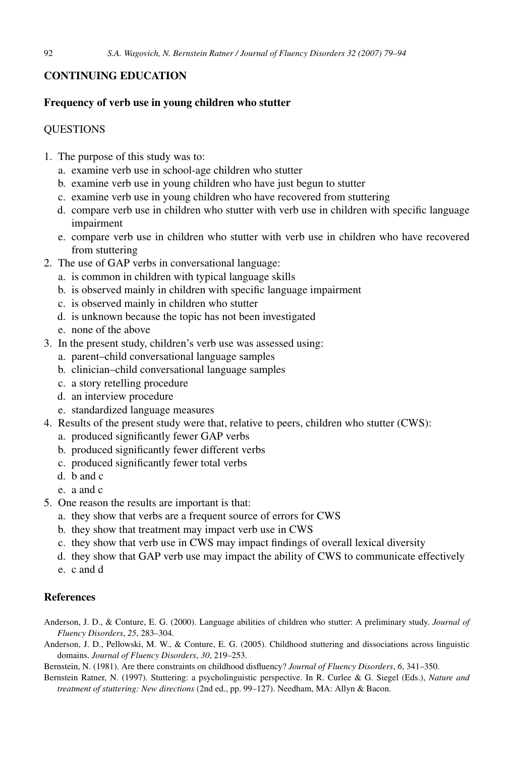## CONTINUING EDUCATION

### Frequency of verb use in young children who stutter

QUESTIONS

1. The purpose of this study was to:
   a. examine verb use in school-age children who stutter
   b. examine verb use in young children who have just begun to stutter
   c. examine verb use in young children who have recovered from stuttering
   d. compare verb use in children who stutter with verb use in children with specific language impairment
   e. compare verb use in children who stutter with verb use in children who have recovered from stuttering
2. The use of GAP verbs in conversational language:
   a. is common in children with typical language skills
   b. is observed mainly in children with specific language impairment
   c. is observed mainly in children who stutter
   d. is unknown because the topic has not been investigated
   e. none of the above
3. In the present study, children's verb use was assessed using:
   a. parent–child conversational language samples
   b. clinician–child conversational language samples
   c. a story retelling procedure
   d. an interview procedure
   e. standardized language measures
4. Results of the present study were that, relative to peers, children who stutter (CWS):
   a. produced significantly fewer GAP verbs
   b. produced significantly fewer different verbs
   c. produced significantly fewer total verbs
   d. b and c
   e. a and c
5. One reason the results are important is that:
   a. they show that verbs are a frequent source of errors for CWS
   b. they show that treatment may impact verb use in CWS
   c. they show that verb use in CWS may impact findings of overall lexical diversity
   d. they show that GAP verb use may impact the ability of CWS to communicate effectively
   e. c and d

## References

Anderson, J. D., & Conture, E. G. (2000). Language abilities of children who stutter: A preliminary study. *Journal of Fluency Disorders*, *25*, 283–304.

Anderson, J. D., Pellowski, M. W., & Conture, E. G. (2005). Childhood stuttering and dissociations across linguistic domains. *Journal of Fluency Disorders*, *30*, 219–253.

Bernstein, N. (1981). Are there constraints on childhood disfluency? *Journal of Fluency Disorders*, *6*, 341–350.

Bernstein Ratner, N. (1997). Stuttering: a psycholinguistic perspective. In R. Curlee & G. Siegel (Eds.), *Nature and treatment of stuttering: New directions* (2nd ed., pp. 99–127). Needham, MA: Allyn & Bacon.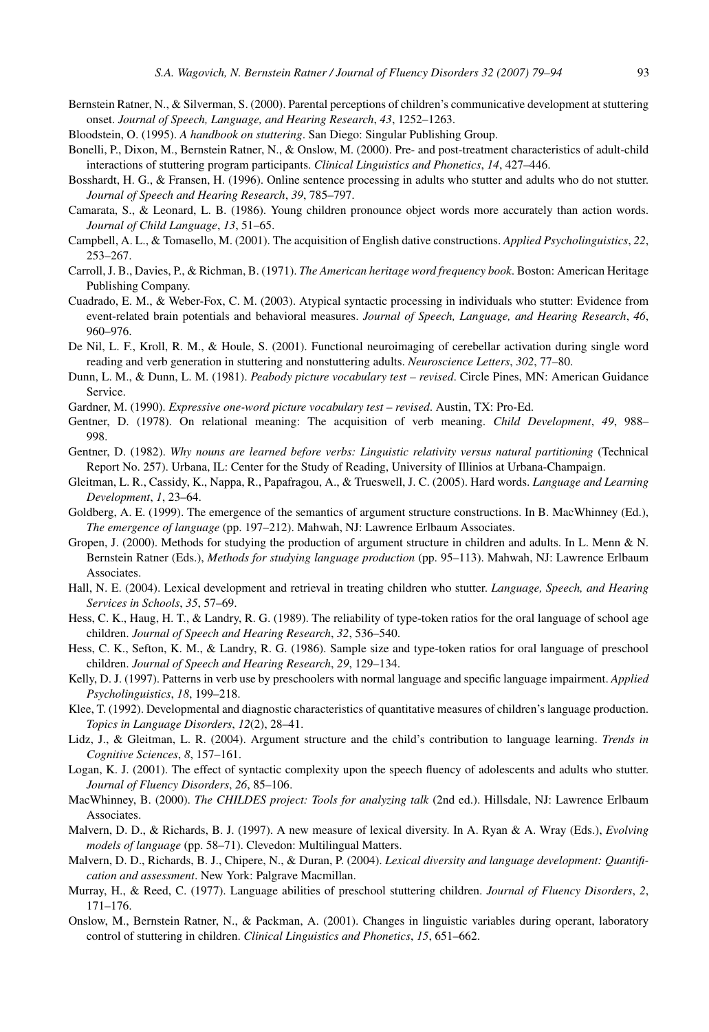Bernstein Ratner, N., & Silverman, S. (2000). Parental perceptions of children's communicative development at stuttering onset. *Journal of Speech, Language, and Hearing Research*, *43*, 1252–1263.

Bloodstein, O. (1995). *A handbook on stuttering*. San Diego: Singular Publishing Group.

Bonelli, P., Dixon, M., Bernstein Ratner, N., & Onslow, M. (2000). Pre- and post-treatment characteristics of adult-child interactions of stuttering program participants. *Clinical Linguistics and Phonetics*, *14*, 427–446.

Bosshardt, H. G., & Fransen, H. (1996). Online sentence processing in adults who stutter and adults who do not stutter. *Journal of Speech and Hearing Research*, *39*, 785–797.

Camarata, S., & Leonard, L. B. (1986). Young children pronounce object words more accurately than action words. *Journal of Child Language*, *13*, 51–65.

Campbell, A. L., & Tomasello, M. (2001). The acquisition of English dative constructions. *Applied Psycholinguistics*, *22*, 253–267.

Carroll, J. B., Davies, P., & Richman, B. (1971). *The American heritage word frequency book*. Boston: American Heritage Publishing Company.

Cuadrado, E. M., & Weber-Fox, C. M. (2003). Atypical syntactic processing in individuals who stutter: Evidence from event-related brain potentials and behavioral measures. *Journal of Speech, Language, and Hearing Research*, *46*, 960–976.

De Nil, L. F., Kroll, R. M., & Houle, S. (2001). Functional neuroimaging of cerebellar activation during single word reading and verb generation in stuttering and nonstuttering adults. *Neuroscience Letters*, *302*, 77–80.

Dunn, L. M., & Dunn, L. M. (1981). *Peabody picture vocabulary test – revised*. Circle Pines, MN: American Guidance Service.

Gardner, M. (1990). *Expressive one-word picture vocabulary test – revised*. Austin, TX: Pro-Ed.

Gentner, D. (1978). On relational meaning: The acquisition of verb meaning. *Child Development*, *49*, 988–998.

Gentner, D. (1982). *Why nouns are learned before verbs: Linguistic relativity versus natural partitioning* (Technical Report No. 257). Urbana, IL: Center for the Study of Reading, University of Illinios at Urbana-Champaign.

Gleitman, L. R., Cassidy, K., Nappa, R., Papafragou, A., & Trueswell, J. C. (2005). Hard words. *Language and Learning Development*, *1*, 23–64.

Goldberg, A. E. (1999). The emergence of the semantics of argument structure constructions. In B. MacWhinney (Ed.), *The emergence of language* (pp. 197–212). Mahwah, NJ: Lawrence Erlbaum Associates.

Gropen, J. (2000). Methods for studying the production of argument structure in children and adults. In L. Menn & N. Bernstein Ratner (Eds.), *Methods for studying language production* (pp. 95–113). Mahwah, NJ: Lawrence Erlbaum Associates.

Hall, N. E. (2004). Lexical development and retrieval in treating children who stutter. *Language, Speech, and Hearing Services in Schools*, *35*, 57–69.

Hess, C. K., Haug, H. T., & Landry, R. G. (1989). The reliability of type-token ratios for the oral language of school age children. *Journal of Speech and Hearing Research*, *32*, 536–540.

Hess, C. K., Sefton, K. M., & Landry, R. G. (1986). Sample size and type-token ratios for oral language of preschool children. *Journal of Speech and Hearing Research*, *29*, 129–134.

Kelly, D. J. (1997). Patterns in verb use by preschoolers with normal language and specific language impairment. *Applied Psycholinguistics*, *18*, 199–218.

Klee, T. (1992). Developmental and diagnostic characteristics of quantitative measures of children's language production. *Topics in Language Disorders*, *12*(2), 28–41.

Lidz, J., & Gleitman, L. R. (2004). Argument structure and the child's contribution to language learning. *Trends in Cognitive Sciences*, *8*, 157–161.

Logan, K. J. (2001). The effect of syntactic complexity upon the speech fluency of adolescents and adults who stutter. *Journal of Fluency Disorders*, *26*, 85–106.

MacWhinney, B. (2000). *The CHILDES project: Tools for analyzing talk* (2nd ed.). Hillsdale, NJ: Lawrence Erlbaum Associates.

Malvern, D. D., & Richards, B. J. (1997). A new measure of lexical diversity. In A. Ryan & A. Wray (Eds.), *Evolving models of language* (pp. 58–71). Clevedon: Multilingual Matters.

Malvern, D. D., Richards, B. J., Chipere, N., & Duran, P. (2004). *Lexical diversity and language development: Quantification and assessment*. New York: Palgrave Macmillan.

Murray, H., & Reed, C. (1977). Language abilities of preschool stuttering children. *Journal of Fluency Disorders*, *2*, 171–176.

Onslow, M., Bernstein Ratner, N., & Packman, A. (2001). Changes in linguistic variables during operant, laboratory control of stuttering in children. *Clinical Linguistics and Phonetics*, *15*, 651–662.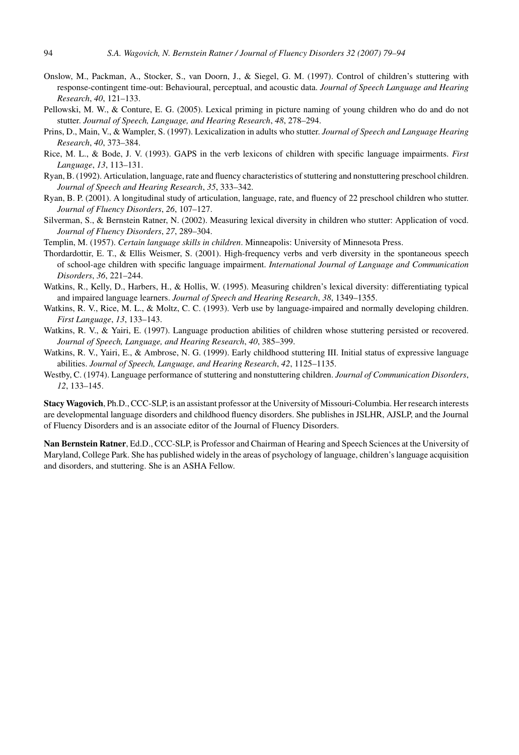Onslow, M., Packman, A., Stocker, S., van Doorn, J., & Siegel, G. M. (1997). Control of children's stuttering with response-contingent time-out: Behavioural, perceptual, and acoustic data. *Journal of Speech Language and Hearing Research*, *40*, 121–133.

Pellowski, M. W., & Conture, E. G. (2005). Lexical priming in picture naming of young children who do and do not stutter. *Journal of Speech, Language, and Hearing Research*, *48*, 278–294.

Prins, D., Main, V., & Wampler, S. (1997). Lexicalization in adults who stutter. *Journal of Speech and Language Hearing Research*, *40*, 373–384.

Rice, M. L., & Bode, J. V. (1993). GAPS in the verb lexicons of children with specific language impairments. *First Language*, *13*, 113–131.

Ryan, B. (1992). Articulation, language, rate and fluency characteristics of stuttering and nonstuttering preschool children. *Journal of Speech and Hearing Research*, *35*, 333–342.

Ryan, B. P. (2001). A longitudinal study of articulation, language, rate, and fluency of 22 preschool children who stutter. *Journal of Fluency Disorders*, *26*, 107–127.

Silverman, S., & Bernstein Ratner, N. (2002). Measuring lexical diversity in children who stutter: Application of vocd. *Journal of Fluency Disorders*, *27*, 289–304.

Templin, M. (1957). *Certain language skills in children*. Minneapolis: University of Minnesota Press.

Thordardottir, E. T., & Ellis Weismer, S. (2001). High-frequency verbs and verb diversity in the spontaneous speech of school-age children with specific language impairment. *International Journal of Language and Communication Disorders*, *36*, 221–244.

Watkins, R., Kelly, D., Harbers, H., & Hollis, W. (1995). Measuring children's lexical diversity: differentiating typical and impaired language learners. *Journal of Speech and Hearing Research*, *38*, 1349–1355.

Watkins, R. V., Rice, M. L., & Moltz, C. C. (1993). Verb use by language-impaired and normally developing children. *First Language*, *13*, 133–143.

Watkins, R. V., & Yairi, E. (1997). Language production abilities of children whose stuttering persisted or recovered. *Journal of Speech, Language, and Hearing Research*, *40*, 385–399.

Watkins, R. V., Yairi, E., & Ambrose, N. G. (1999). Early childhood stuttering III. Initial status of expressive language abilities. *Journal of Speech, Language, and Hearing Research*, *42*, 1125–1135.

Westby, C. (1974). Language performance of stuttering and nonstuttering children. *Journal of Communication Disorders*, *12*, 133–145.

**Stacy Wagovich**, Ph.D., CCC-SLP, is an assistant professor at the University of Missouri-Columbia. Her research interests are developmental language disorders and childhood fluency disorders. She publishes in JSLHR, AJSLP, and the Journal of Fluency Disorders and is an associate editor of the Journal of Fluency Disorders.

**Nan Bernstein Ratner**, Ed.D., CCC-SLP, is Professor and Chairman of Hearing and Speech Sciences at the University of Maryland, College Park. She has published widely in the areas of psychology of language, children's language acquisition and disorders, and stuttering. She is an ASHA Fellow.